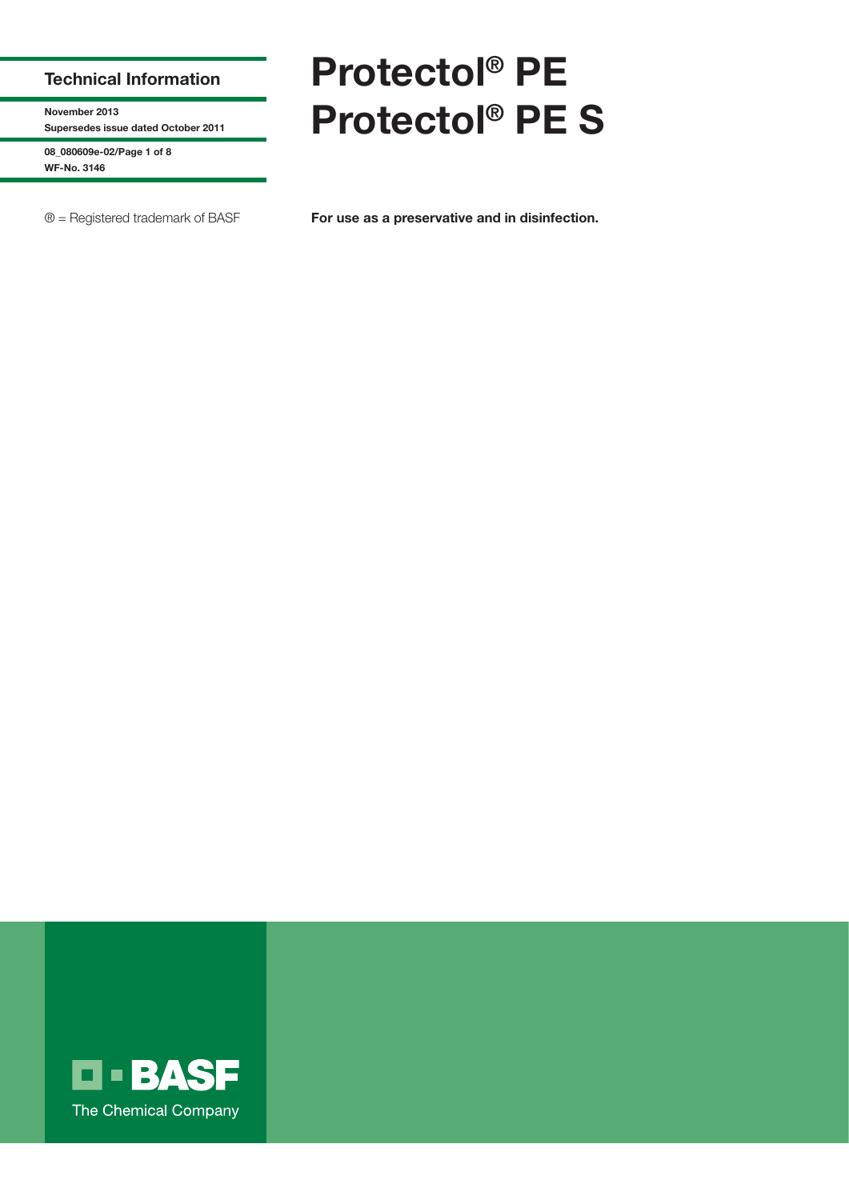**Technical Information**

**November 2013**
**Supersedes issue dated October 2011**

**08_080609e-02**
**WF-No. 3146**

® = Registered trademark of BASF

# Protectol® PE
# Protectol® PE S

**For use as a preservative and in disinfection.**

BASF
The Chemical Company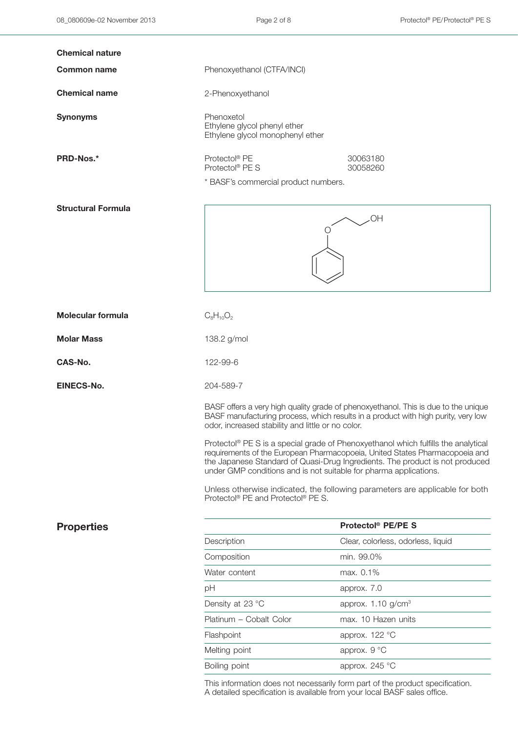**Chemical nature**

**Common name** Phenoxyethanol (CTFA/INCI)

**Chemical name** 2-Phenoxyethanol

**Synonyms** Phenoxetol
Ethylene glycol phenyl ether
Ethylene glycol monophenyl ether

**PRD-Nos.***

| | |
|---|---|
| Protectol® PE | 30063180 |
| Protectol® PE S | 30058260 |

* BASF's commercial product numbers.

**Structural Formula**

**Molecular formula** $C_8H_{10}O_2$

**Molar Mass** 138.2 g/mol

**CAS-No.** 122-99-6

**EINECS-No.** 204-589-7

BASF offers a very high quality grade of phenoxyethanol. This is due to the unique BASF manufacturing process, which results in a product with high purity, very low odor, increased stability and little or no color.

Protectol® PE S is a special grade of Phenoxyethanol which fulfills the analytical requirements of the European Pharmacopoeia, United States Pharmacopoeia and the Japanese Standard of Quasi-Drug Ingredients. The product is not produced under GMP conditions and is not suitable for pharma applications.

Unless otherwise indicated, the following parameters are applicable for both Protectol® PE and Protectol® PE S.

## Properties

| | Protectol® PE/PE S |
|---|---|
| Description | Clear, colorless, odorless, liquid |
| Composition | min. 99.0% |
| Water content | max. 0.1% |
| pH | approx. 7.0 |
| Density at 23 °C | approx. 1.10 g/cm³ |
| Platinum – Cobalt Color | max. 10 Hazen units |
| Flashpoint | approx. 122 °C |
| Melting point | approx. 9 °C |
| Boiling point | approx. 245 °C |

This information does not necessarily form part of the product specification. A detailed specification is available from your local BASF sales office.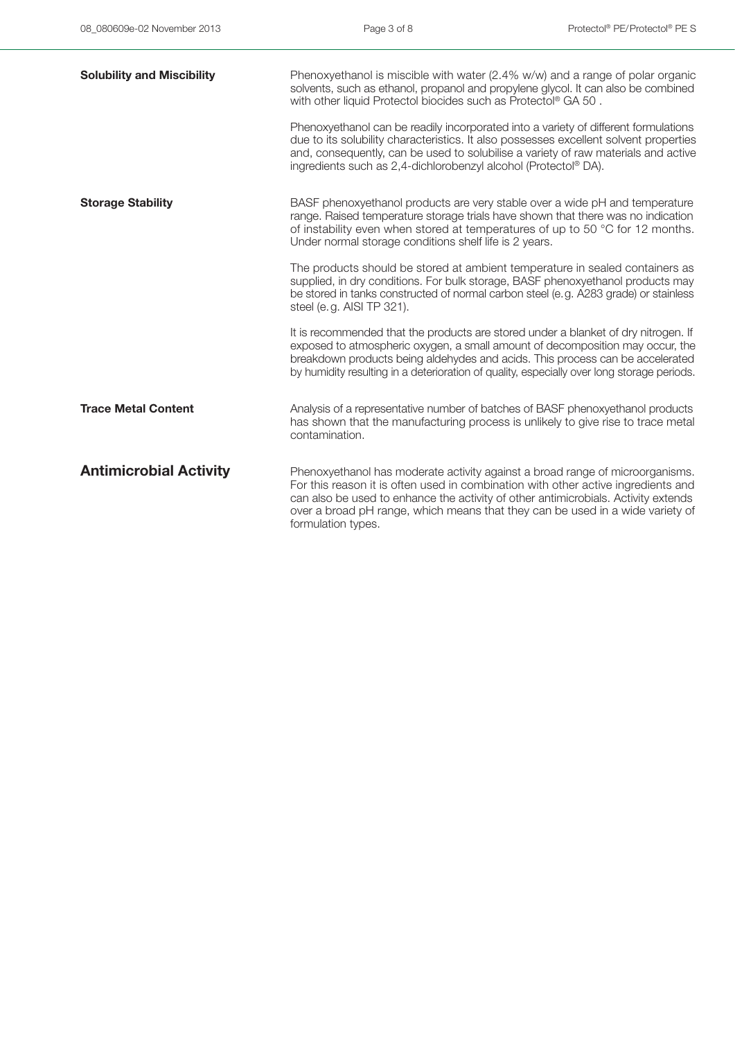### Solubility and Miscibility

Phenoxyethanol is miscible with water (2.4% w/w) and a range of polar organic solvents, such as ethanol, propanol and propylene glycol. It can also be combined with other liquid Protectol biocides such as Protectol® GA 50 .

Phenoxyethanol can be readily incorporated into a variety of different formulations due to its solubility characteristics. It also possesses excellent solvent properties and, consequently, can be used to solubilise a variety of raw materials and active ingredients such as 2,4-dichlorobenzyl alcohol (Protectol® DA).

### Storage Stability

BASF phenoxyethanol products are very stable over a wide pH and temperature range. Raised temperature storage trials have shown that there was no indication of instability even when stored at temperatures of up to 50 °C for 12 months. Under normal storage conditions shelf life is 2 years.

The products should be stored at ambient temperature in sealed containers as supplied, in dry conditions. For bulk storage, BASF phenoxyethanol products may be stored in tanks constructed of normal carbon steel (e.g. A283 grade) or stainless steel (e.g. AISI TP 321).

It is recommended that the products are stored under a blanket of dry nitrogen. If exposed to atmospheric oxygen, a small amount of decomposition may occur, the breakdown products being aldehydes and acids. This process can be accelerated by humidity resulting in a deterioration of quality, especially over long storage periods.

### Trace Metal Content

Analysis of a representative number of batches of BASF phenoxyethanol products has shown that the manufacturing process is unlikely to give rise to trace metal contamination.

## Antimicrobial Activity

Phenoxyethanol has moderate activity against a broad range of microorganisms. For this reason it is often used in combination with other active ingredients and can also be used to enhance the activity of other antimicrobials. Activity extends over a broad pH range, which means that they can be used in a wide variety of formulation types.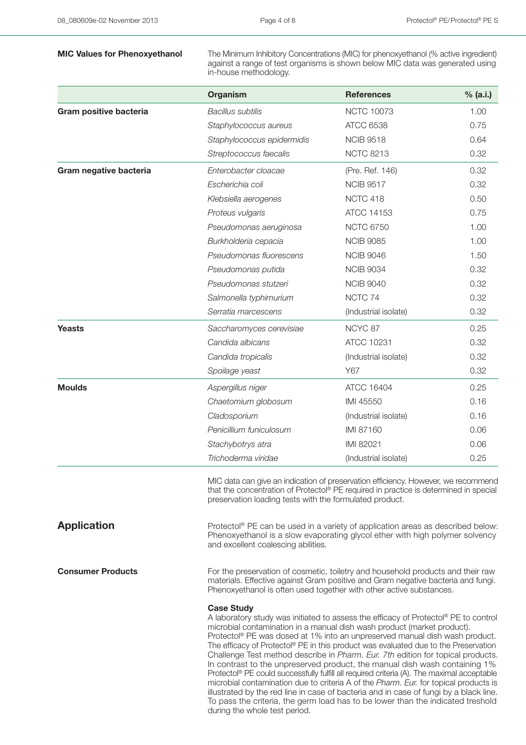## MIC Values for Phenoxyethanol

The Minimum Inhibitory Concentrations (MIC) for phenoxyethanol (% active ingredient) against a range of test organisms is shown below MIC data was generated using in-house methodology.

| | Organism | References | % (a.i.) |
|---|---|---|---|
| **Gram positive bacteria** | *Bacillus subtilis* | NCTC 10073 | 1.00 |
| | *Staphylococcus aureus* | ATCC 6538 | 0.75 |
| | *Staphylococcus epidermidis* | NCIB 9518 | 0.64 |
| | *Streptococcus faecalis* | NCTC 8213 | 0.32 |
| **Gram negative bacteria** | *Enterobacter cloacae* | (Pre. Ref. 146) | 0.32 |
| | *Escherichia coli* | NCIB 9517 | 0.32 |
| | *Klebsiella aerogenes* | NCTC 418 | 0.50 |
| | *Proteus vulgaris* | ATCC 14153 | 0.75 |
| | *Pseudomonas aeruginosa* | NCTC 6750 | 1.00 |
| | *Burkholderia cepacia* | NCIB 9085 | 1.00 |
| | *Pseudomonas fluorescens* | NCIB 9046 | 1.50 |
| | *Pseudomonas putida* | NCIB 9034 | 0.32 |
| | *Pseudomonas stutzeri* | NCIB 9040 | 0.32 |
| | *Salmonella typhimurium* | NCTC 74 | 0.32 |
| | *Serratia marcescens* | (Industrial isolate) | 0.32 |
| **Yeasts** | *Saccharomyces cerevisiae* | NCYC 87 | 0.25 |
| | *Candida albicans* | ATCC 10231 | 0.32 |
| | *Candida tropicalis* | (Industrial isolate) | 0.32 |
| | *Spoilage yeast* | Y67 | 0.32 |
| **Moulds** | *Aspergillus niger* | ATCC 16404 | 0.25 |
| | *Chaetomium globosum* | IMI 45550 | 0.16 |
| | *Cladosporium* | (Industrial isolate) | 0.16 |
| | *Penicillium funiculosum* | IMI 87160 | 0.06 |
| | *Stachybotrys atra* | IMI 82021 | 0.06 |
| | *Trichoderma viridae* | (Industrial isolate) | 0.25 |

MIC data can give an indication of preservation efficiency. However, we recommend that the concentration of Protectol® PE required in practice is determined in special preservation loading tests with the formulated product.

# Application

Protectol® PE can be used in a variety of application areas as described below: Phenoxyethanol is a slow evaporating glycol ether with high polymer solvency and excellent coalescing abilities.

## Consumer Products

For the preservation of cosmetic, toiletry and household products and their raw materials. Effective against Gram positive and Gram negative bacteria and fungi. Phenoxyethanol is often used together with other active substances.

**Case Study**

A laboratory study was initiated to assess the efficacy of Protectol® PE to control microbial contamination in a manual dish wash product (market product). Protectol® PE was dosed at 1% into an unpreserved manual dish wash product. The efficacy of Protectol® PE in this product was evaluated due to the Preservation Challenge Test method describe in *Pharm. Eur. 7th* edition for topical products. In contrast to the unpreserved product, the manual dish wash containing 1% Protectol® PE could successfully fulfill all required criteria (A). The maximal acceptable microbial contamination due to criteria A of the *Pharm. Eur.* for topical products is illustrated by the red line in case of bacteria and in case of fungi by a black line. To pass the criteria, the germ load has to be lower than the indicated treshold during the whole test period.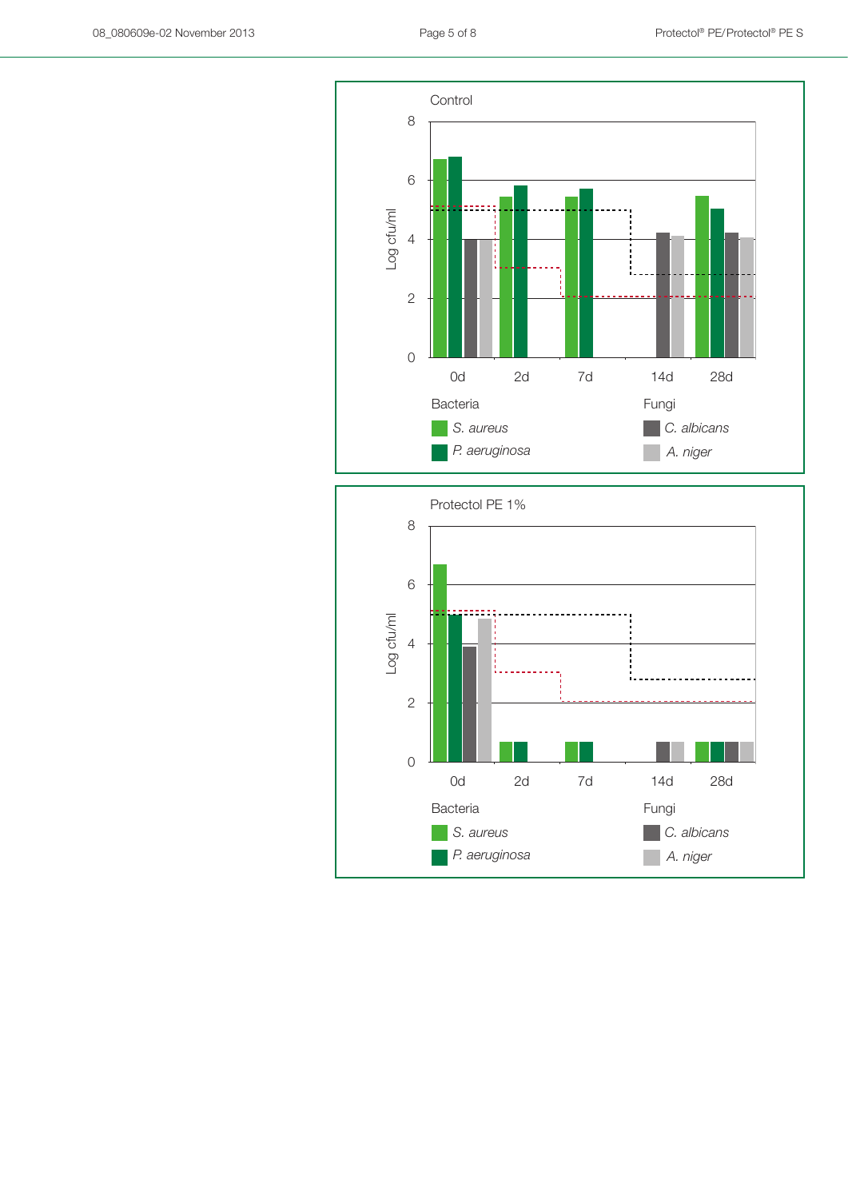Control

Log cfu/ml

8
6
4
2
0

0d 2d 7d 14d 28d

Bacteria
*S. aureus*
*P. aeruginosa*

Fungi
*C. albicans*
*A. niger*

Protectol PE 1%

Log cfu/ml

8
6
4
2
0

0d 2d 7d 14d 28d

Bacteria
*S. aureus*
*P. aeruginosa*

Fungi
*C. albicans*
*A. niger*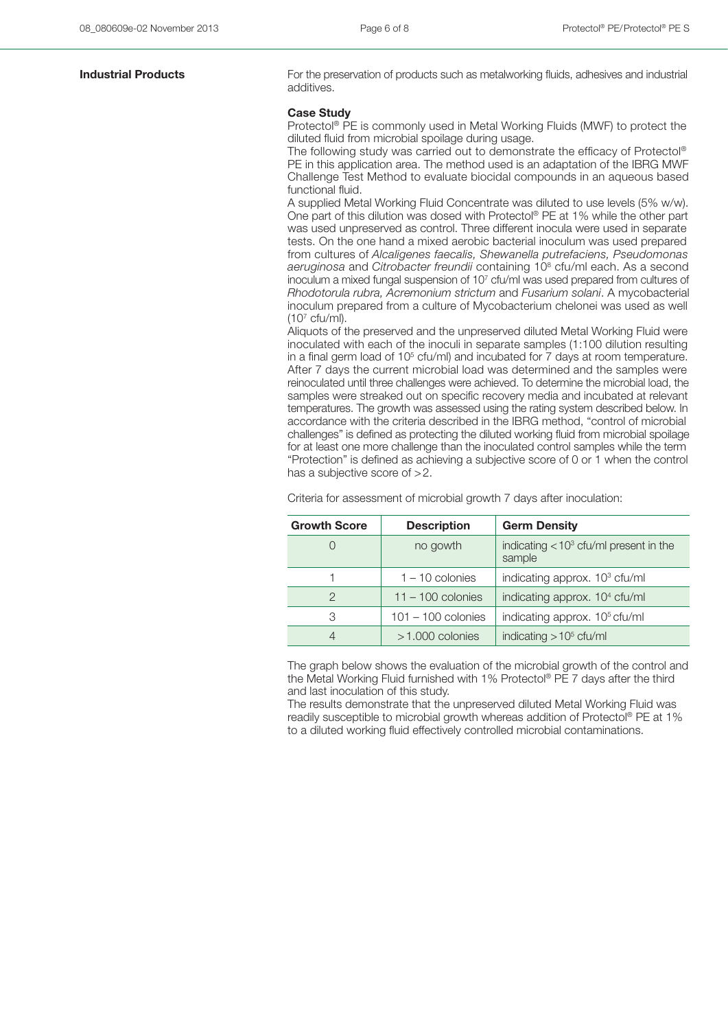## Industrial Products

For the preservation of products such as metalworking fluids, adhesives and industrial additives.

**Case Study**

Protectol® PE is commonly used in Metal Working Fluids (MWF) to protect the diluted fluid from microbial spoilage during usage.

The following study was carried out to demonstrate the efficacy of Protectol® PE in this application area. The method used is an adaptation of the IBRG MWF Challenge Test Method to evaluate biocidal compounds in an aqueous based functional fluid.

A supplied Metal Working Fluid Concentrate was diluted to use levels (5% w/w). One part of this dilution was dosed with Protectol® PE at 1% while the other part was used unpreserved as control. Three different inocula were used in separate tests. On the one hand a mixed aerobic bacterial inoculum was used prepared from cultures of *Alcaligenes faecalis, Shewanella putrefaciens, Pseudomonas aeruginosa* and *Citrobacter freundii* containing $10^8$ cfu/ml each. As a second inoculum a mixed fungal suspension of $10^7$ cfu/ml was used prepared from cultures of *Rhodotorula rubra, Acremonium strictum* and *Fusarium solani*. A mycobacterial inoculum prepared from a culture of Mycobacterium chelonei was used as well ($10^7$ cfu/ml).

Aliquots of the preserved and the unpreserved diluted Metal Working Fluid were inoculated with each of the inoculi in separate samples (1:100 dilution resulting in a final germ load of $10^5$ cfu/ml) and incubated for 7 days at room temperature. After 7 days the current microbial load was determined and the samples were reinoculated until three challenges were achieved. To determine the microbial load, the samples were streaked out on specific recovery media and incubated at relevant temperatures. The growth was assessed using the rating system described below. In accordance with the criteria described in the IBRG method, "control of microbial challenges" is defined as protecting the diluted working fluid from microbial spoilage for at least one more challenge than the inoculated control samples while the term "Protection" is defined as achieving a subjective score of 0 or 1 when the control has a subjective score of >2.

Criteria for assessment of microbial growth 7 days after inoculation:

| Growth Score | Description | Germ Density |
|---|---|---|
| 0 | no gowth | indicating $<10^3$ cfu/ml present in the sample |
| 1 | 1 – 10 colonies | indicating approx. $10^3$ cfu/ml |
| 2 | 11 – 100 colonies | indicating approx. $10^4$ cfu/ml |
| 3 | 101 – 100 colonies | indicating approx. $10^5$ cfu/ml |
| 4 | >1.000 colonies | indicating $>10^5$ cfu/ml |

The graph below shows the evaluation of the microbial growth of the control and the Metal Working Fluid furnished with 1% Protectol® PE 7 days after the third and last inoculation of this study.

The results demonstrate that the unpreserved diluted Metal Working Fluid was readily susceptible to microbial growth whereas addition of Protectol® PE at 1% to a diluted working fluid effectively controlled microbial contaminations.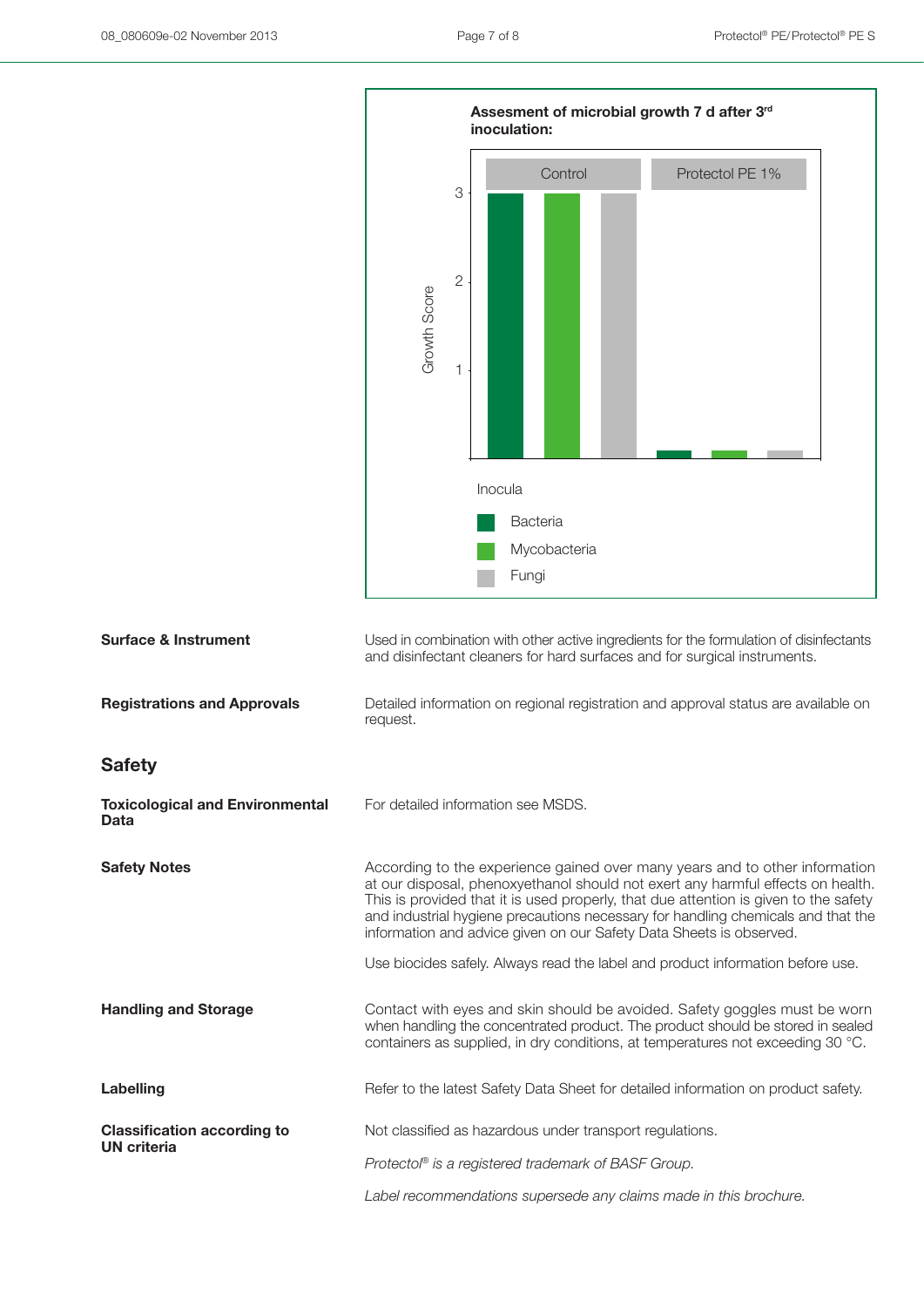**Assesment of microbial growth 7 d after 3rd inoculation:**

| Inocula | Control | Protectol PE 1% |
|---|---|---|
| Bacteria | 3 | ~0.1 |
| Mycobacteria | 3 | ~0.1 |
| Fungi | 3 | ~0.1 |

Growth Score

**Surface & Instrument**

Used in combination with other active ingredients for the formulation of disinfectants and disinfectant cleaners for hard surfaces and for surgical instruments.

**Registrations and Approvals**

Detailed information on regional registration and approval status are available on request.

## Safety

**Toxicological and Environmental Data**

For detailed information see MSDS.

**Safety Notes**

According to the experience gained over many years and to other information at our disposal, phenoxyethanol should not exert any harmful effects on health. This is provided that it is used properly, that due attention is given to the safety and industrial hygiene precautions necessary for handling chemicals and that the information and advice given on our Safety Data Sheets is observed.

Use biocides safely. Always read the label and product information before use.

**Handling and Storage**

Contact with eyes and skin should be avoided. Safety goggles must be worn when handling the concentrated product. The product should be stored in sealed containers as supplied, in dry conditions, at temperatures not exceeding 30 °C.

**Labelling**

Refer to the latest Safety Data Sheet for detailed information on product safety.

**Classification according to UN criteria**

Not classified as hazardous under transport regulations.

*Protectol® is a registered trademark of BASF Group.*

*Label recommendations supersede any claims made in this brochure.*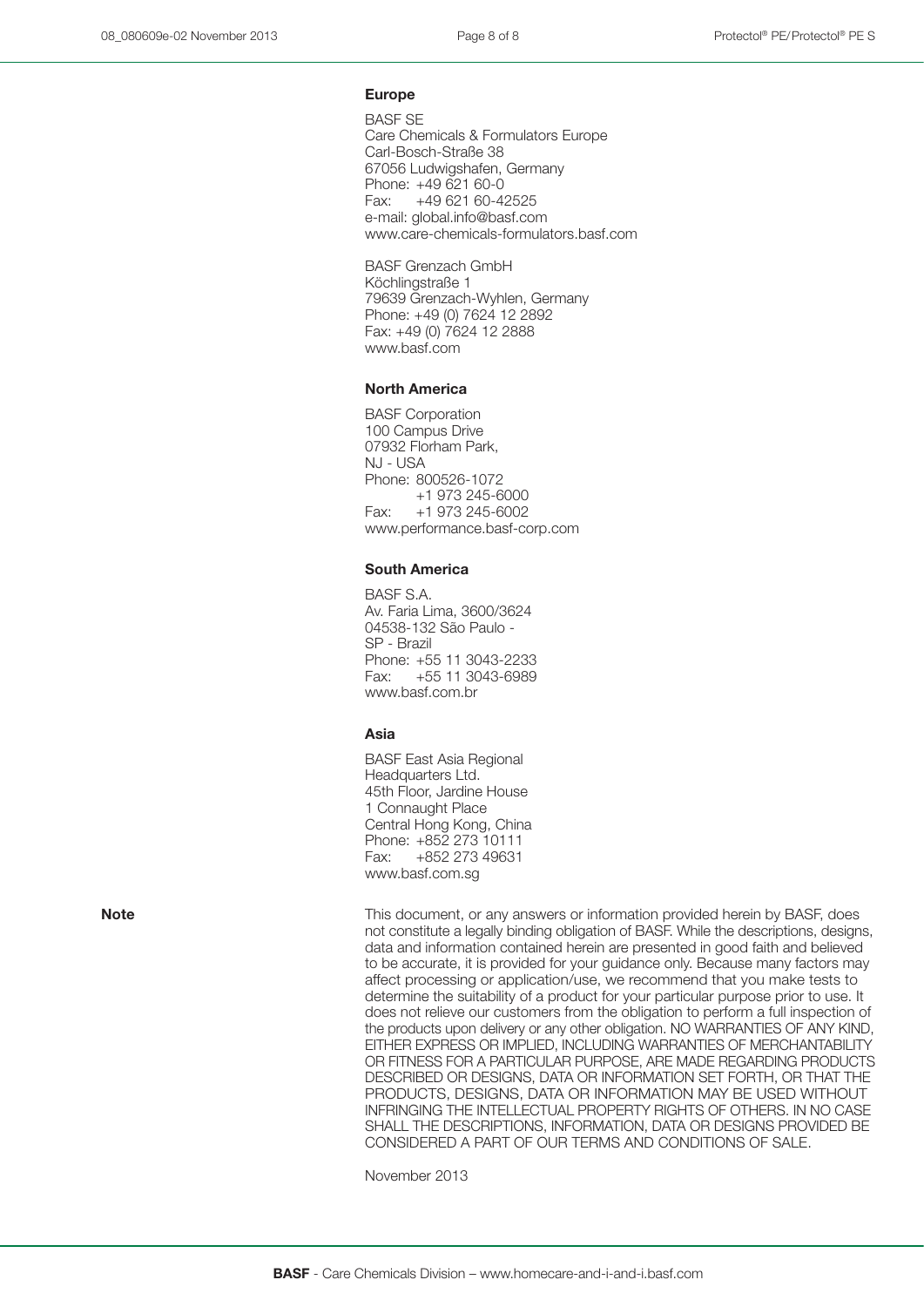## Europe

BASF SE
Care Chemicals & Formulators Europe
Carl-Bosch-Straße 38
67056 Ludwigshafen, Germany
Phone: +49 621 60-0
Fax: +49 621 60-42525
e-mail: global.info@basf.com
www.care-chemicals-formulators.basf.com

BASF Grenzach GmbH
Köchlingstraße 1
79639 Grenzach-Wyhlen, Germany
Phone: +49 (0) 7624 12 2892
Fax: +49 (0) 7624 12 2888
www.basf.com

## North America

BASF Corporation
100 Campus Drive
07932 Florham Park,
NJ - USA
Phone: 800526-1072
+1 973 245-6000
Fax: +1 973 245-6002
www.performance.basf-corp.com

## South America

BASF S.A.
Av. Faria Lima, 3600/3624
04538-132 São Paulo -
SP - Brazil
Phone: +55 11 3043-2233
Fax: +55 11 3043-6989
www.basf.com.br

## Asia

BASF East Asia Regional
Headquarters Ltd.
45th Floor, Jardine House
1 Connaught Place
Central Hong Kong, China
Phone: +852 273 10111
Fax: +852 273 49631
www.basf.com.sg

**Note**

This document, or any answers or information provided herein by BASF, does not constitute a legally binding obligation of BASF. While the descriptions, designs, data and information contained herein are presented in good faith and believed to be accurate, it is provided for your guidance only. Because many factors may affect processing or application/use, we recommend that you make tests to determine the suitability of a product for your particular purpose prior to use. It does not relieve our customers from the obligation to perform a full inspection of the products upon delivery or any other obligation. NO WARRANTIES OF ANY KIND, EITHER EXPRESS OR IMPLIED, INCLUDING WARRANTIES OF MERCHANTABILITY OR FITNESS FOR A PARTICULAR PURPOSE, ARE MADE REGARDING PRODUCTS DESCRIBED OR DESIGNS, DATA OR INFORMATION SET FORTH, OR THAT THE PRODUCTS, DESIGNS, DATA OR INFORMATION MAY BE USED WITHOUT INFRINGING THE INTELLECTUAL PROPERTY RIGHTS OF OTHERS. IN NO CASE SHALL THE DESCRIPTIONS, INFORMATION, DATA OR DESIGNS PROVIDED BE CONSIDERED A PART OF OUR TERMS AND CONDITIONS OF SALE.

November 2013